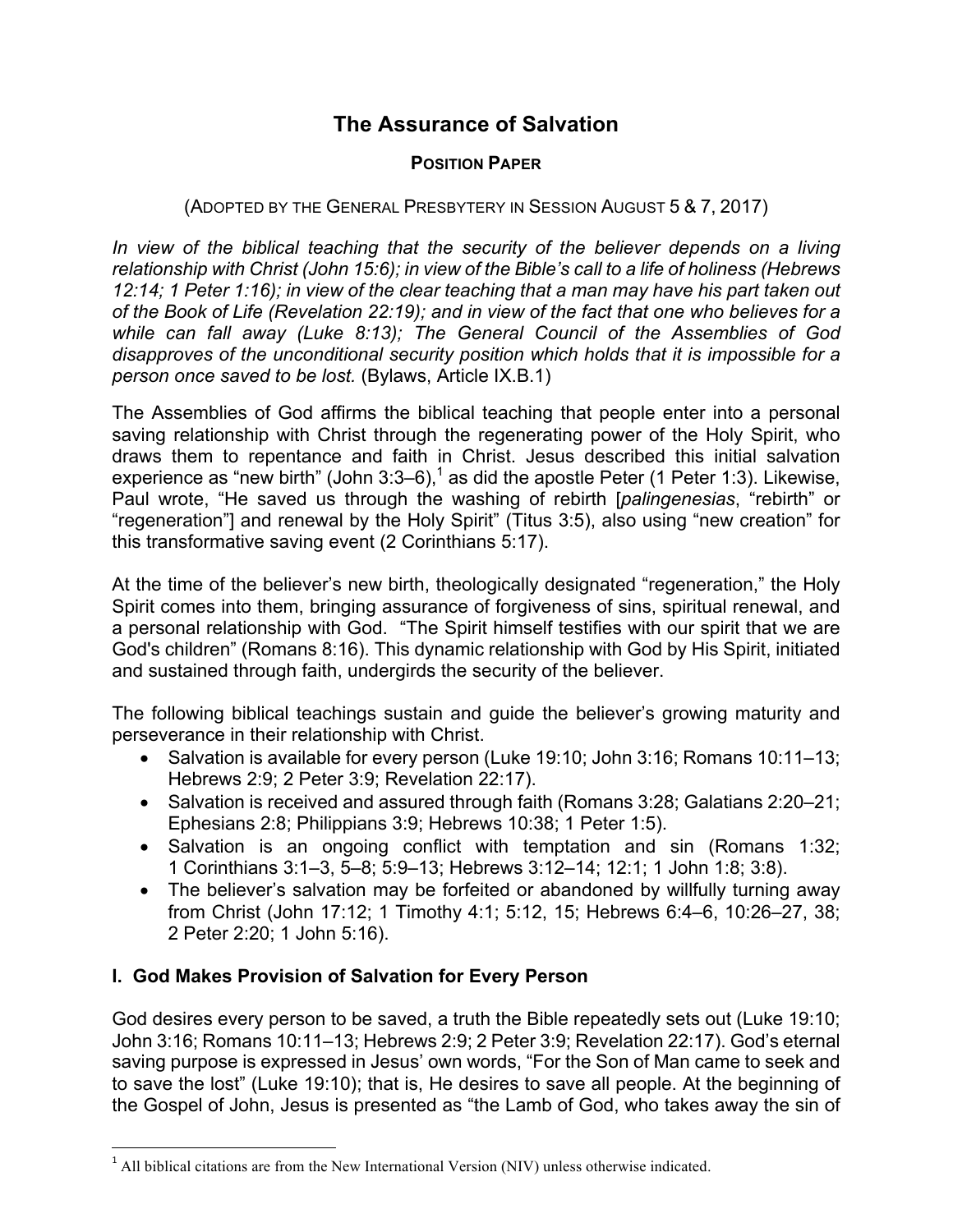# The Assurance of Salvation

**POSITION PAPER**

(ADOPTED BY THE GENERAL PRESBYTERY IN SESSION AUGUST 5 & 7, 2017)

*In view of the biblical teaching that the security of the believer depends on a living relationship with Christ (John 15:6); in view of the Bible's call to a life of holiness (Hebrews 12:14; 1 Peter 1:16); in view of the clear teaching that a man may have his part taken out of the Book of Life (Revelation 22:19); and in view of the fact that one who believes for a while can fall away (Luke 8:13); The General Council of the Assemblies of God disapproves of the unconditional security position which holds that it is impossible for a person once saved to be lost.* (Bylaws, Article IX.B.1)

The Assemblies of God affirms the biblical teaching that people enter into a personal saving relationship with Christ through the regenerating power of the Holy Spirit, who draws them to repentance and faith in Christ. Jesus described this initial salvation experience as "new birth" (John 3:3–6),[1] as did the apostle Peter (1 Peter 1:3). Likewise, Paul wrote, "He saved us through the washing of rebirth [*palingenesias*, "rebirth" or "regeneration"] and renewal by the Holy Spirit" (Titus 3:5), also using "new creation" for this transformative saving event (2 Corinthians 5:17).

At the time of the believer's new birth, theologically designated "regeneration," the Holy Spirit comes into them, bringing assurance of forgiveness of sins, spiritual renewal, and a personal relationship with God. "The Spirit himself testifies with our spirit that we are God's children" (Romans 8:16). This dynamic relationship with God by His Spirit, initiated and sustained through faith, undergirds the security of the believer.

The following biblical teachings sustain and guide the believer's growing maturity and perseverance in their relationship with Christ.

- Salvation is available for every person (Luke 19:10; John 3:16; Romans 10:11–13; Hebrews 2:9; 2 Peter 3:9; Revelation 22:17).
- Salvation is received and assured through faith (Romans 3:28; Galatians 2:20–21; Ephesians 2:8; Philippians 3:9; Hebrews 10:38; 1 Peter 1:5).
- Salvation is an ongoing conflict with temptation and sin (Romans 1:32; 1 Corinthians 3:1–3, 5–8; 5:9–13; Hebrews 3:12–14; 12:1; 1 John 1:8; 3:8).
- The believer's salvation may be forfeited or abandoned by willfully turning away from Christ (John 17:12; 1 Timothy 4:1; 5:12, 15; Hebrews 6:4–6, 10:26–27, 38; 2 Peter 2:20; 1 John 5:16).

## I. God Makes Provision of Salvation for Every Person

God desires every person to be saved, a truth the Bible repeatedly sets out (Luke 19:10; John 3:16; Romans 10:11–13; Hebrews 2:9; 2 Peter 3:9; Revelation 22:17). God's eternal saving purpose is expressed in Jesus' own words, "For the Son of Man came to seek and to save the lost" (Luke 19:10); that is, He desires to save all people. At the beginning of the Gospel of John, Jesus is presented as "the Lamb of God, who takes away the sin of

[1] All biblical citations are from the New International Version (NIV) unless otherwise indicated.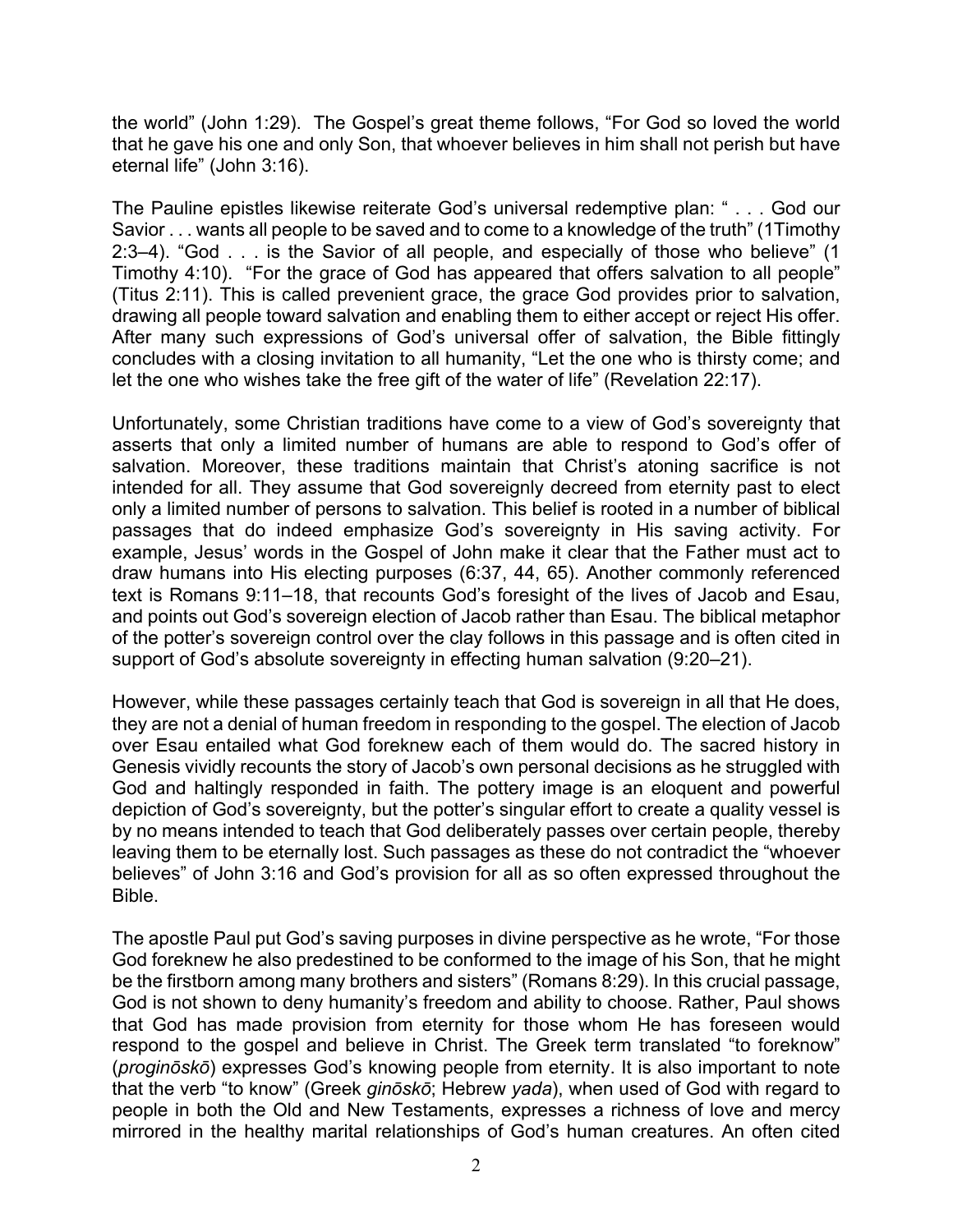the world" (John 1:29). The Gospel's great theme follows, "For God so loved the world that he gave his one and only Son, that whoever believes in him shall not perish but have eternal life" (John 3:16).

The Pauline epistles likewise reiterate God's universal redemptive plan: " . . . God our Savior . . . wants all people to be saved and to come to a knowledge of the truth" (1Timothy 2:3–4). "God . . . is the Savior of all people, and especially of those who believe" (1 Timothy 4:10). "For the grace of God has appeared that offers salvation to all people" (Titus 2:11). This is called prevenient grace, the grace God provides prior to salvation, drawing all people toward salvation and enabling them to either accept or reject His offer. After many such expressions of God's universal offer of salvation, the Bible fittingly concludes with a closing invitation to all humanity, "Let the one who is thirsty come; and let the one who wishes take the free gift of the water of life" (Revelation 22:17).

Unfortunately, some Christian traditions have come to a view of God's sovereignty that asserts that only a limited number of humans are able to respond to God's offer of salvation. Moreover, these traditions maintain that Christ's atoning sacrifice is not intended for all. They assume that God sovereignly decreed from eternity past to elect only a limited number of persons to salvation. This belief is rooted in a number of biblical passages that do indeed emphasize God's sovereignty in His saving activity. For example, Jesus' words in the Gospel of John make it clear that the Father must act to draw humans into His electing purposes (6:37, 44, 65). Another commonly referenced text is Romans 9:11–18, that recounts God's foresight of the lives of Jacob and Esau, and points out God's sovereign election of Jacob rather than Esau. The biblical metaphor of the potter's sovereign control over the clay follows in this passage and is often cited in support of God's absolute sovereignty in effecting human salvation (9:20–21).

However, while these passages certainly teach that God is sovereign in all that He does, they are not a denial of human freedom in responding to the gospel. The election of Jacob over Esau entailed what God foreknew each of them would do. The sacred history in Genesis vividly recounts the story of Jacob's own personal decisions as he struggled with God and haltingly responded in faith. The pottery image is an eloquent and powerful depiction of God's sovereignty, but the potter's singular effort to create a quality vessel is by no means intended to teach that God deliberately passes over certain people, thereby leaving them to be eternally lost. Such passages as these do not contradict the "whoever believes" of John 3:16 and God's provision for all as so often expressed throughout the Bible.

The apostle Paul put God's saving purposes in divine perspective as he wrote, "For those God foreknew he also predestined to be conformed to the image of his Son, that he might be the firstborn among many brothers and sisters" (Romans 8:29). In this crucial passage, God is not shown to deny humanity's freedom and ability to choose. Rather, Paul shows that God has made provision from eternity for those whom He has foreseen would respond to the gospel and believe in Christ. The Greek term translated "to foreknow" (*proginōskō*) expresses God's knowing people from eternity. It is also important to note that the verb "to know" (Greek *ginōskō*; Hebrew *yada*), when used of God with regard to people in both the Old and New Testaments, expresses a richness of love and mercy mirrored in the healthy marital relationships of God's human creatures. An often cited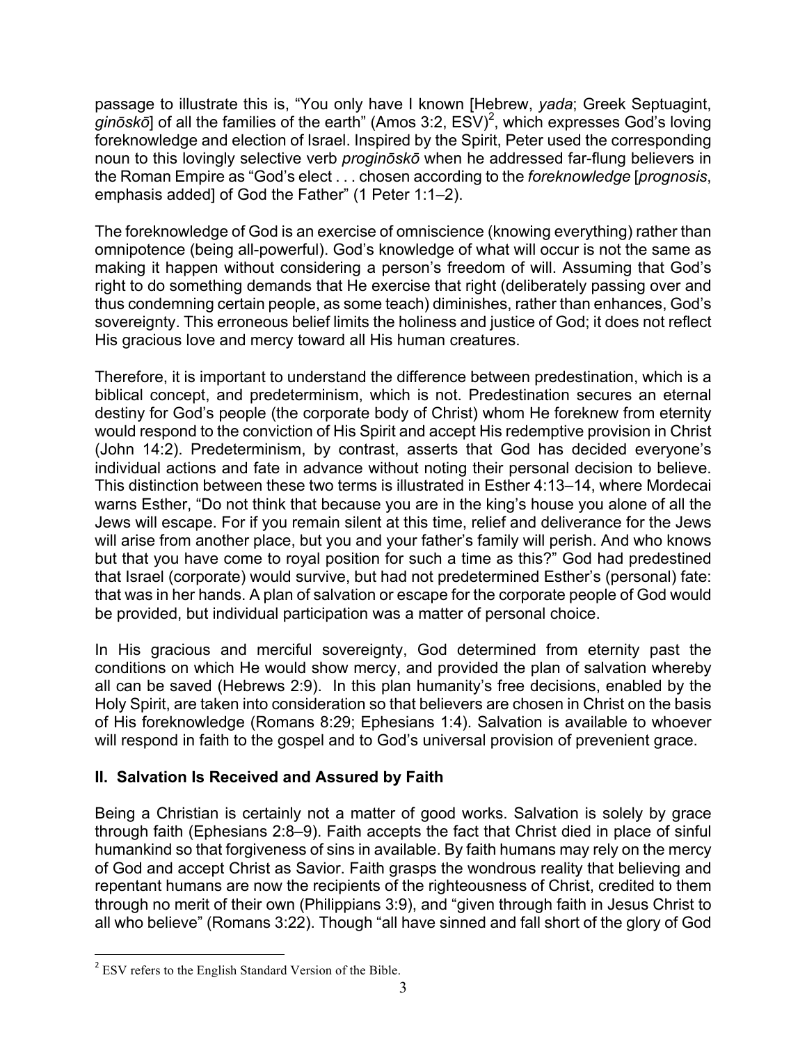passage to illustrate this is, "You only have I known [Hebrew, *yada*; Greek Septuagint, *ginōskō*] of all the families of the earth" (Amos 3:2, ESV)[2], which expresses God's loving foreknowledge and election of Israel. Inspired by the Spirit, Peter used the corresponding noun to this lovingly selective verb *proginōskō* when he addressed far-flung believers in the Roman Empire as "God's elect . . . chosen according to the *foreknowledge* [*prognosis*, emphasis added] of God the Father" (1 Peter 1:1–2).

The foreknowledge of God is an exercise of omniscience (knowing everything) rather than omnipotence (being all-powerful). God's knowledge of what will occur is not the same as making it happen without considering a person's freedom of will. Assuming that God's right to do something demands that He exercise that right (deliberately passing over and thus condemning certain people, as some teach) diminishes, rather than enhances, God's sovereignty. This erroneous belief limits the holiness and justice of God; it does not reflect His gracious love and mercy toward all His human creatures.

Therefore, it is important to understand the difference between predestination, which is a biblical concept, and predeterminism, which is not. Predestination secures an eternal destiny for God's people (the corporate body of Christ) whom He foreknew from eternity would respond to the conviction of His Spirit and accept His redemptive provision in Christ (John 14:2). Predeterminism, by contrast, asserts that God has decided everyone's individual actions and fate in advance without noting their personal decision to believe. This distinction between these two terms is illustrated in Esther 4:13–14, where Mordecai warns Esther, "Do not think that because you are in the king's house you alone of all the Jews will escape. For if you remain silent at this time, relief and deliverance for the Jews will arise from another place, but you and your father's family will perish. And who knows but that you have come to royal position for such a time as this?" God had predestined that Israel (corporate) would survive, but had not predetermined Esther's (personal) fate: that was in her hands. A plan of salvation or escape for the corporate people of God would be provided, but individual participation was a matter of personal choice.

In His gracious and merciful sovereignty, God determined from eternity past the conditions on which He would show mercy, and provided the plan of salvation whereby all can be saved (Hebrews 2:9). In this plan humanity's free decisions, enabled by the Holy Spirit, are taken into consideration so that believers are chosen in Christ on the basis of His foreknowledge (Romans 8:29; Ephesians 1:4). Salvation is available to whoever will respond in faith to the gospel and to God's universal provision of prevenient grace.

## II. Salvation Is Received and Assured by Faith

Being a Christian is certainly not a matter of good works. Salvation is solely by grace through faith (Ephesians 2:8–9). Faith accepts the fact that Christ died in place of sinful humankind so that forgiveness of sins in available. By faith humans may rely on the mercy of God and accept Christ as Savior. Faith grasps the wondrous reality that believing and repentant humans are now the recipients of the righteousness of Christ, credited to them through no merit of their own (Philippians 3:9), and "given through faith in Jesus Christ to all who believe" (Romans 3:22). Though "all have sinned and fall short of the glory of God

---

[2] ESV refers to the English Standard Version of the Bible.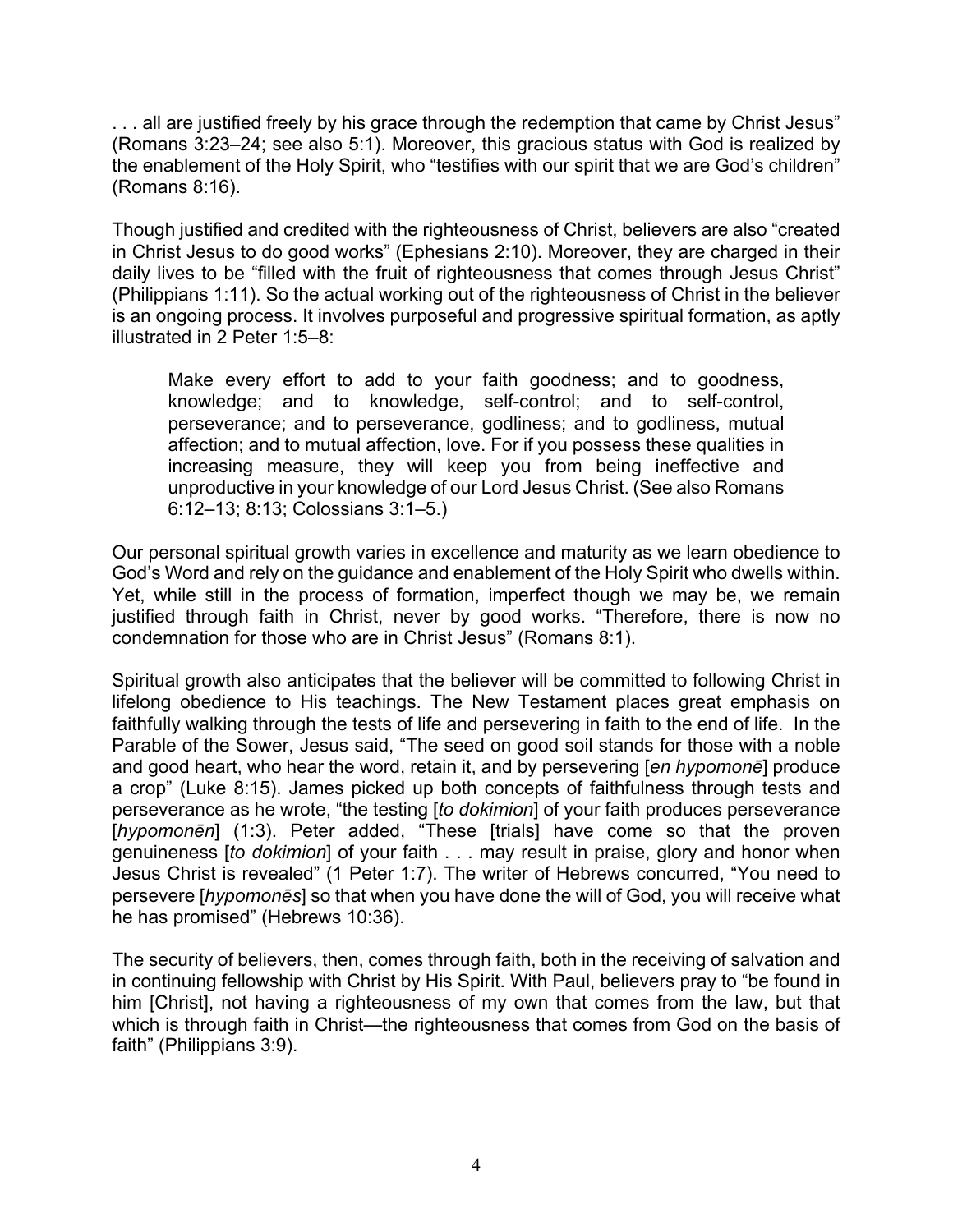. . . all are justified freely by his grace through the redemption that came by Christ Jesus" (Romans 3:23–24; see also 5:1). Moreover, this gracious status with God is realized by the enablement of the Holy Spirit, who "testifies with our spirit that we are God's children" (Romans 8:16).

Though justified and credited with the righteousness of Christ, believers are also "created in Christ Jesus to do good works" (Ephesians 2:10). Moreover, they are charged in their daily lives to be "filled with the fruit of righteousness that comes through Jesus Christ" (Philippians 1:11). So the actual working out of the righteousness of Christ in the believer is an ongoing process. It involves purposeful and progressive spiritual formation, as aptly illustrated in 2 Peter 1:5–8:

> Make every effort to add to your faith goodness; and to goodness, knowledge; and to knowledge, self-control; and to self-control, perseverance; and to perseverance, godliness; and to godliness, mutual affection; and to mutual affection, love. For if you possess these qualities in increasing measure, they will keep you from being ineffective and unproductive in your knowledge of our Lord Jesus Christ. (See also Romans 6:12–13; 8:13; Colossians 3:1–5.)

Our personal spiritual growth varies in excellence and maturity as we learn obedience to God's Word and rely on the guidance and enablement of the Holy Spirit who dwells within. Yet, while still in the process of formation, imperfect though we may be, we remain justified through faith in Christ, never by good works. "Therefore, there is now no condemnation for those who are in Christ Jesus" (Romans 8:1).

Spiritual growth also anticipates that the believer will be committed to following Christ in lifelong obedience to His teachings. The New Testament places great emphasis on faithfully walking through the tests of life and persevering in faith to the end of life. In the Parable of the Sower, Jesus said, "The seed on good soil stands for those with a noble and good heart, who hear the word, retain it, and by persevering [*en hypomonē*] produce a crop" (Luke 8:15). James picked up both concepts of faithfulness through tests and perseverance as he wrote, "the testing [*to dokimion*] of your faith produces perseverance [*hypomonēn*] (1:3). Peter added, "These [trials] have come so that the proven genuineness [*to dokimion*] of your faith . . . may result in praise, glory and honor when Jesus Christ is revealed" (1 Peter 1:7). The writer of Hebrews concurred, "You need to persevere [*hypomonēs*] so that when you have done the will of God, you will receive what he has promised" (Hebrews 10:36).

The security of believers, then, comes through faith, both in the receiving of salvation and in continuing fellowship with Christ by His Spirit. With Paul, believers pray to "be found in him [Christ], not having a righteousness of my own that comes from the law, but that which is through faith in Christ—the righteousness that comes from God on the basis of faith" (Philippians 3:9).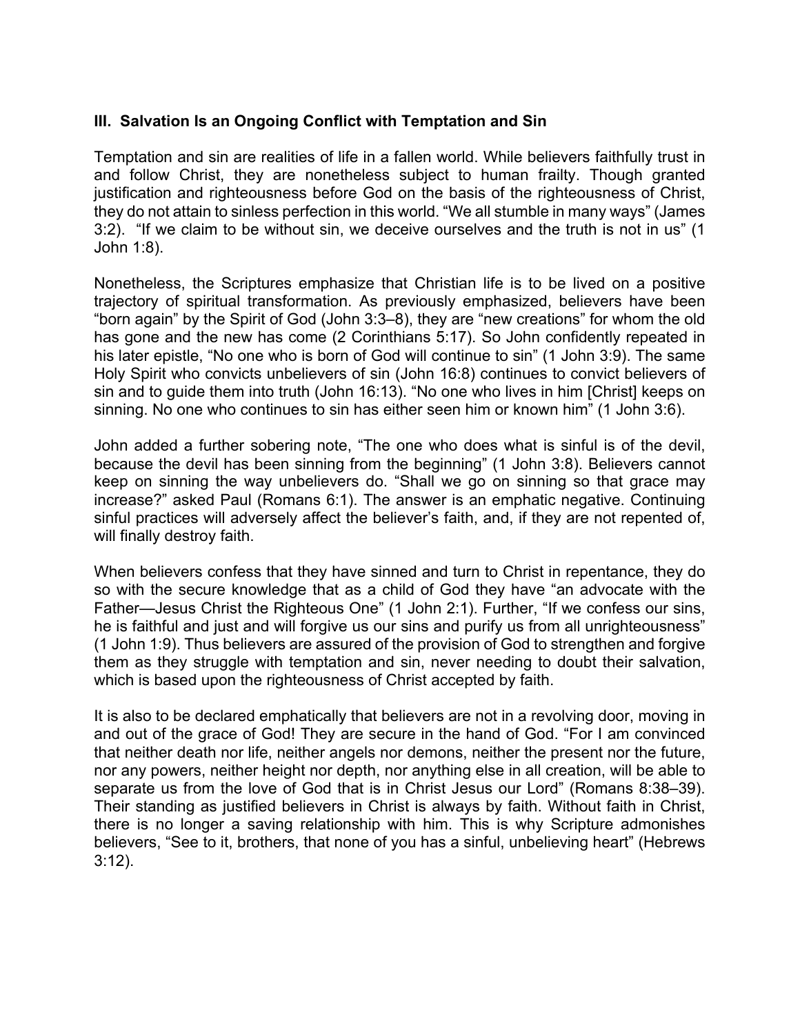### III. Salvation Is an Ongoing Conflict with Temptation and Sin

Temptation and sin are realities of life in a fallen world. While believers faithfully trust in and follow Christ, they are nonetheless subject to human frailty. Though granted justification and righteousness before God on the basis of the righteousness of Christ, they do not attain to sinless perfection in this world. "We all stumble in many ways" (James 3:2). "If we claim to be without sin, we deceive ourselves and the truth is not in us" (1 John 1:8).

Nonetheless, the Scriptures emphasize that Christian life is to be lived on a positive trajectory of spiritual transformation. As previously emphasized, believers have been "born again" by the Spirit of God (John 3:3–8), they are "new creations" for whom the old has gone and the new has come (2 Corinthians 5:17). So John confidently repeated in his later epistle, "No one who is born of God will continue to sin" (1 John 3:9). The same Holy Spirit who convicts unbelievers of sin (John 16:8) continues to convict believers of sin and to guide them into truth (John 16:13). "No one who lives in him [Christ] keeps on sinning. No one who continues to sin has either seen him or known him" (1 John 3:6).

John added a further sobering note, "The one who does what is sinful is of the devil, because the devil has been sinning from the beginning" (1 John 3:8). Believers cannot keep on sinning the way unbelievers do. "Shall we go on sinning so that grace may increase?" asked Paul (Romans 6:1). The answer is an emphatic negative. Continuing sinful practices will adversely affect the believer's faith, and, if they are not repented of, will finally destroy faith.

When believers confess that they have sinned and turn to Christ in repentance, they do so with the secure knowledge that as a child of God they have "an advocate with the Father—Jesus Christ the Righteous One" (1 John 2:1). Further, "If we confess our sins, he is faithful and just and will forgive us our sins and purify us from all unrighteousness" (1 John 1:9). Thus believers are assured of the provision of God to strengthen and forgive them as they struggle with temptation and sin, never needing to doubt their salvation, which is based upon the righteousness of Christ accepted by faith.

It is also to be declared emphatically that believers are not in a revolving door, moving in and out of the grace of God! They are secure in the hand of God. "For I am convinced that neither death nor life, neither angels nor demons, neither the present nor the future, nor any powers, neither height nor depth, nor anything else in all creation, will be able to separate us from the love of God that is in Christ Jesus our Lord" (Romans 8:38–39). Their standing as justified believers in Christ is always by faith. Without faith in Christ, there is no longer a saving relationship with him. This is why Scripture admonishes believers, "See to it, brothers, that none of you has a sinful, unbelieving heart" (Hebrews 3:12).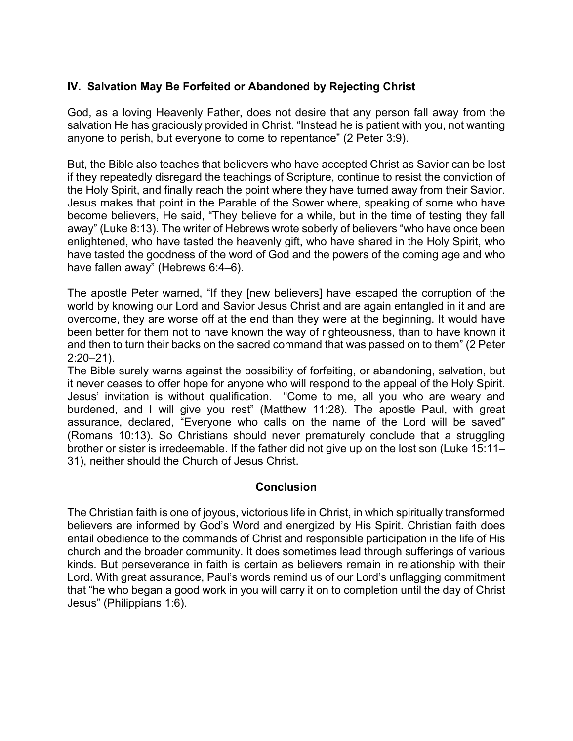### IV. Salvation May Be Forfeited or Abandoned by Rejecting Christ

God, as a loving Heavenly Father, does not desire that any person fall away from the salvation He has graciously provided in Christ. "Instead he is patient with you, not wanting anyone to perish, but everyone to come to repentance" (2 Peter 3:9).

But, the Bible also teaches that believers who have accepted Christ as Savior can be lost if they repeatedly disregard the teachings of Scripture, continue to resist the conviction of the Holy Spirit, and finally reach the point where they have turned away from their Savior. Jesus makes that point in the Parable of the Sower where, speaking of some who have become believers, He said, "They believe for a while, but in the time of testing they fall away" (Luke 8:13). The writer of Hebrews wrote soberly of believers "who have once been enlightened, who have tasted the heavenly gift, who have shared in the Holy Spirit, who have tasted the goodness of the word of God and the powers of the coming age and who have fallen away" (Hebrews 6:4–6).

The apostle Peter warned, "If they [new believers] have escaped the corruption of the world by knowing our Lord and Savior Jesus Christ and are again entangled in it and are overcome, they are worse off at the end than they were at the beginning. It would have been better for them not to have known the way of righteousness, than to have known it and then to turn their backs on the sacred command that was passed on to them" (2 Peter 2:20–21).

The Bible surely warns against the possibility of forfeiting, or abandoning, salvation, but it never ceases to offer hope for anyone who will respond to the appeal of the Holy Spirit. Jesus' invitation is without qualification. "Come to me, all you who are weary and burdened, and I will give you rest" (Matthew 11:28). The apostle Paul, with great assurance, declared, "Everyone who calls on the name of the Lord will be saved" (Romans 10:13). So Christians should never prematurely conclude that a struggling brother or sister is irredeemable. If the father did not give up on the lost son (Luke 15:11–31), neither should the Church of Jesus Christ.

### Conclusion

The Christian faith is one of joyous, victorious life in Christ, in which spiritually transformed believers are informed by God's Word and energized by His Spirit. Christian faith does entail obedience to the commands of Christ and responsible participation in the life of His church and the broader community. It does sometimes lead through sufferings of various kinds. But perseverance in faith is certain as believers remain in relationship with their Lord. With great assurance, Paul's words remind us of our Lord's unflagging commitment that "he who began a good work in you will carry it on to completion until the day of Christ Jesus" (Philippians 1:6).